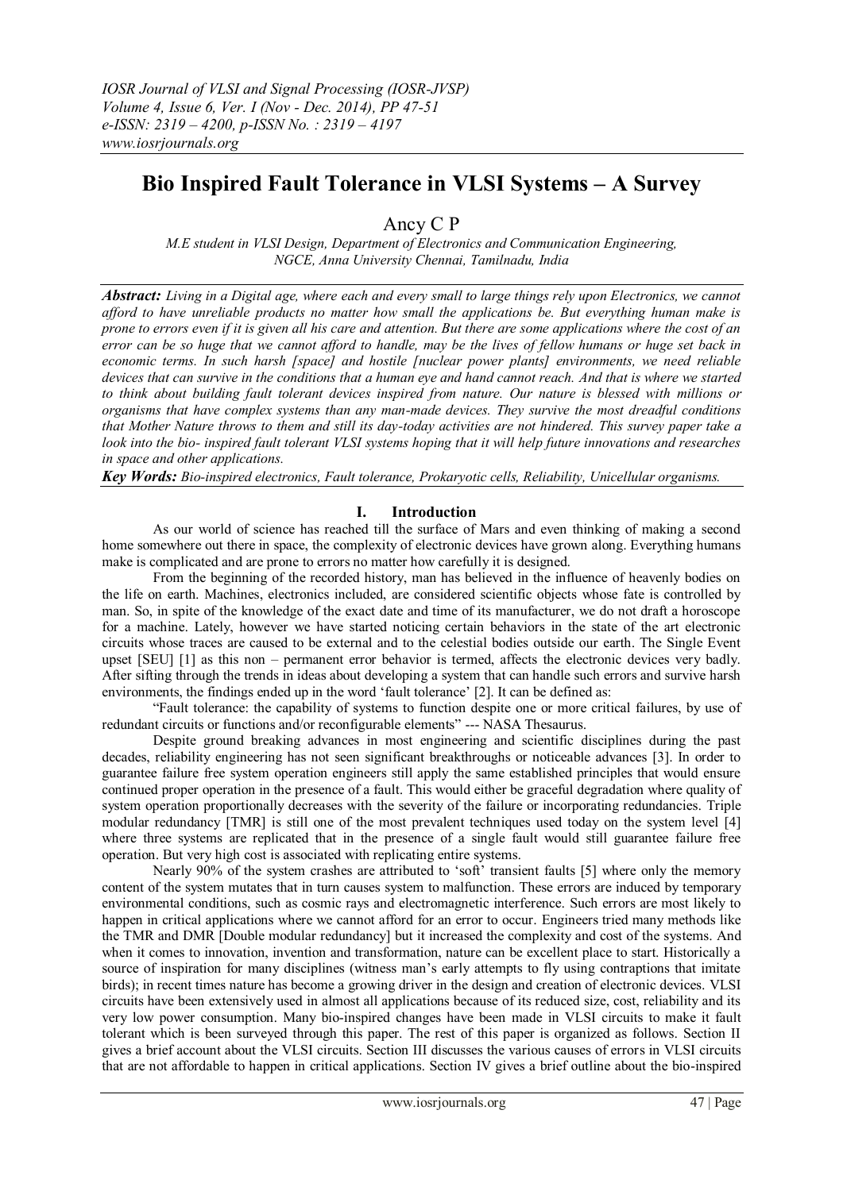# Bio Inspired Fault Tolerance in VLSI Systems – A Survey

Ancy C P

*M.E student in VLSI Design, Department of Electronics and Communication Engineering, NGCE, Anna University Chennai, Tamilnadu, India*

***Abstract:*** *Living in a Digital age, where each and every small to large things rely upon Electronics, we cannot afford to have unreliable products no matter how small the applications be. But everything human make is prone to errors even if it is given all his care and attention. But there are some applications where the cost of an error can be so huge that we cannot afford to handle, may be the lives of fellow humans or huge set back in economic terms. In such harsh [space] and hostile [nuclear power plants] environments, we need reliable devices that can survive in the conditions that a human eye and hand cannot reach. And that is where we started to think about building fault tolerant devices inspired from nature. Our nature is blessed with millions or organisms that have complex systems than any man-made devices. They survive the most dreadful conditions that Mother Nature throws to them and still its day-today activities are not hindered. This survey paper take a look into the bio- inspired fault tolerant VLSI systems hoping that it will help future innovations and researches in space and other applications.*

***Key Words:*** *Bio-inspired electronics, Fault tolerance, Prokaryotic cells, Reliability, Unicellular organisms.*

## I. Introduction

As our world of science has reached till the surface of Mars and even thinking of making a second home somewhere out there in space, the complexity of electronic devices have grown along. Everything humans make is complicated and are prone to errors no matter how carefully it is designed.

From the beginning of the recorded history, man has believed in the influence of heavenly bodies on the life on earth. Machines, electronics included, are considered scientific objects whose fate is controlled by man. So, in spite of the knowledge of the exact date and time of its manufacturer, we do not draft a horoscope for a machine. Lately, however we have started noticing certain behaviors in the state of the art electronic circuits whose traces are caused to be external and to the celestial bodies outside our earth. The Single Event upset [SEU] [1] as this non – permanent error behavior is termed, affects the electronic devices very badly. After sifting through the trends in ideas about developing a system that can handle such errors and survive harsh environments, the findings ended up in the word 'fault tolerance' [2]. It can be defined as:

"Fault tolerance: the capability of systems to function despite one or more critical failures, by use of redundant circuits or functions and/or reconfigurable elements" --- NASA Thesaurus.

Despite ground breaking advances in most engineering and scientific disciplines during the past decades, reliability engineering has not seen significant breakthroughs or noticeable advances [3]. In order to guarantee failure free system operation engineers still apply the same established principles that would ensure continued proper operation in the presence of a fault. This would either be graceful degradation where quality of system operation proportionally decreases with the severity of the failure or incorporating redundancies. Triple modular redundancy [TMR] is still one of the most prevalent techniques used today on the system level [4] where three systems are replicated that in the presence of a single fault would still guarantee failure free operation. But very high cost is associated with replicating entire systems.

Nearly 90% of the system crashes are attributed to 'soft' transient faults [5] where only the memory content of the system mutates that in turn causes system to malfunction. These errors are induced by temporary environmental conditions, such as cosmic rays and electromagnetic interference. Such errors are most likely to happen in critical applications where we cannot afford for an error to occur. Engineers tried many methods like the TMR and DMR [Double modular redundancy] but it increased the complexity and cost of the systems. And when it comes to innovation, invention and transformation, nature can be excellent place to start. Historically a source of inspiration for many disciplines (witness man's early attempts to fly using contraptions that imitate birds); in recent times nature has become a growing driver in the design and creation of electronic devices. VLSI circuits have been extensively used in almost all applications because of its reduced size, cost, reliability and its very low power consumption. Many bio-inspired changes have been made in VLSI circuits to make it fault tolerant which is been surveyed through this paper. The rest of this paper is organized as follows. Section II gives a brief account about the VLSI circuits. Section III discusses the various causes of errors in VLSI circuits that are not affordable to happen in critical applications. Section IV gives a brief outline about the bio-inspired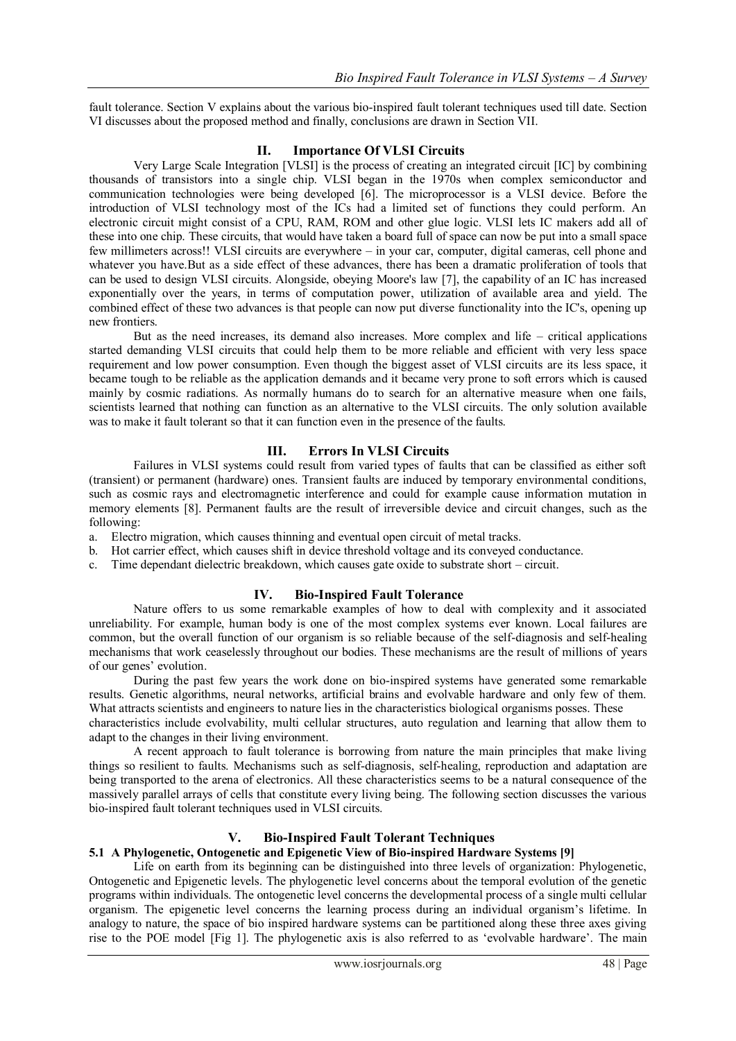fault tolerance. Section V explains about the various bio-inspired fault tolerant techniques used till date. Section VI discusses about the proposed method and finally, conclusions are drawn in Section VII.

## II. Importance Of VLSI Circuits

Very Large Scale Integration [VLSI] is the process of creating an integrated circuit [IC] by combining thousands of transistors into a single chip. VLSI began in the 1970s when complex semiconductor and communication technologies were being developed [6]. The microprocessor is a VLSI device. Before the introduction of VLSI technology most of the ICs had a limited set of functions they could perform. An electronic circuit might consist of a CPU, RAM, ROM and other glue logic. VLSI lets IC makers add all of these into one chip. These circuits, that would have taken a board full of space can now be put into a small space few millimeters across!! VLSI circuits are everywhere – in your car, computer, digital cameras, cell phone and whatever you have.But as a side effect of these advances, there has been a dramatic proliferation of tools that can be used to design VLSI circuits. Alongside, obeying Moore's law [7], the capability of an IC has increased exponentially over the years, in terms of computation power, utilization of available area and yield. The combined effect of these two advances is that people can now put diverse functionality into the IC's, opening up new frontiers.

But as the need increases, its demand also increases. More complex and life – critical applications started demanding VLSI circuits that could help them to be more reliable and efficient with very less space requirement and low power consumption. Even though the biggest asset of VLSI circuits are its less space, it became tough to be reliable as the application demands and it became very prone to soft errors which is caused mainly by cosmic radiations. As normally humans do to search for an alternative measure when one fails, scientists learned that nothing can function as an alternative to the VLSI circuits. The only solution available was to make it fault tolerant so that it can function even in the presence of the faults.

## III. Errors In VLSI Circuits

Failures in VLSI systems could result from varied types of faults that can be classified as either soft (transient) or permanent (hardware) ones. Transient faults are induced by temporary environmental conditions, such as cosmic rays and electromagnetic interference and could for example cause information mutation in memory elements [8]. Permanent faults are the result of irreversible device and circuit changes, such as the following:

a. Electro migration, which causes thinning and eventual open circuit of metal tracks.
b. Hot carrier effect, which causes shift in device threshold voltage and its conveyed conductance.
c. Time dependant dielectric breakdown, which causes gate oxide to substrate short – circuit.

## IV. Bio-Inspired Fault Tolerance

Nature offers to us some remarkable examples of how to deal with complexity and it associated unreliability. For example, human body is one of the most complex systems ever known. Local failures are common, but the overall function of our organism is so reliable because of the self-diagnosis and self-healing mechanisms that work ceaselessly throughout our bodies. These mechanisms are the result of millions of years of our genes' evolution.

During the past few years the work done on bio-inspired systems have generated some remarkable results. Genetic algorithms, neural networks, artificial brains and evolvable hardware and only few of them. What attracts scientists and engineers to nature lies in the characteristics biological organisms posses. These characteristics include evolvability, multi cellular structures, auto regulation and learning that allow them to adapt to the changes in their living environment.

A recent approach to fault tolerance is borrowing from nature the main principles that make living things so resilient to faults. Mechanisms such as self-diagnosis, self-healing, reproduction and adaptation are being transported to the arena of electronics. All these characteristics seems to be a natural consequence of the massively parallel arrays of cells that constitute every living being. The following section discusses the various bio-inspired fault tolerant techniques used in VLSI circuits.

## V. Bio-Inspired Fault Tolerant Techniques

### 5.1 A Phylogenetic, Ontogenetic and Epigenetic View of Bio-inspired Hardware Systems [9]

Life on earth from its beginning can be distinguished into three levels of organization: Phylogenetic, Ontogenetic and Epigenetic levels. The phylogenetic level concerns about the temporal evolution of the genetic programs within individuals. The ontogenetic level concerns the developmental process of a single multi cellular organism. The epigenetic level concerns the learning process during an individual organism's lifetime. In analogy to nature, the space of bio inspired hardware systems can be partitioned along these three axes giving rise to the POE model [Fig 1]. The phylogenetic axis is also referred to as 'evolvable hardware'. The main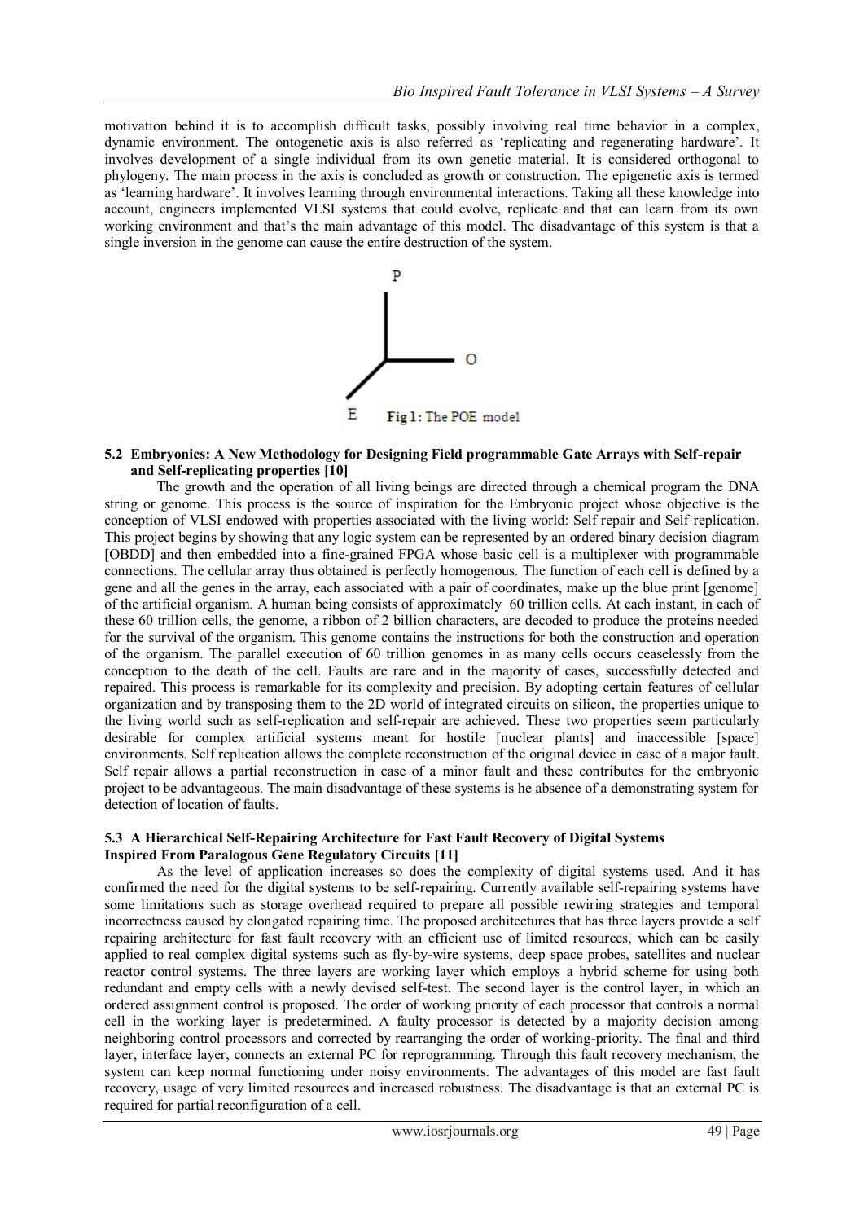motivation behind it is to accomplish difficult tasks, possibly involving real time behavior in a complex, dynamic environment. The ontogenetic axis is also referred as 'replicating and regenerating hardware'. It involves development of a single individual from its own genetic material. It is considered orthogonal to phylogeny. The main process in the axis is concluded as growth or construction. The epigenetic axis is termed as 'learning hardware'. It involves learning through environmental interactions. Taking all these knowledge into account, engineers implemented VLSI systems that could evolve, replicate and that can learn from its own working environment and that's the main advantage of this model. The disadvantage of this system is that a single inversion in the genome can cause the entire destruction of the system.

P

O

E

**Fig 1:** The POE model

### 5.2 Embryonics: A New Methodology for Designing Field programmable Gate Arrays with Self-repair and Self-replicating properties [10]

The growth and the operation of all living beings are directed through a chemical program the DNA string or genome. This process is the source of inspiration for the Embryonic project whose objective is the conception of VLSI endowed with properties associated with the living world: Self repair and Self replication. This project begins by showing that any logic system can be represented by an ordered binary decision diagram [OBDD] and then embedded into a fine-grained FPGA whose basic cell is a multiplexer with programmable connections. The cellular array thus obtained is perfectly homogenous. The function of each cell is defined by a gene and all the genes in the array, each associated with a pair of coordinates, make up the blue print [genome] of the artificial organism. A human being consists of approximately 60 trillion cells. At each instant, in each of these 60 trillion cells, the genome, a ribbon of 2 billion characters, are decoded to produce the proteins needed for the survival of the organism. This genome contains the instructions for both the construction and operation of the organism. The parallel execution of 60 trillion genomes in as many cells occurs ceaselessly from the conception to the death of the cell. Faults are rare and in the majority of cases, successfully detected and repaired. This process is remarkable for its complexity and precision. By adopting certain features of cellular organization and by transposing them to the 2D world of integrated circuits on silicon, the properties unique to the living world such as self-replication and self-repair are achieved. These two properties seem particularly desirable for complex artificial systems meant for hostile [nuclear plants] and inaccessible [space] environments. Self replication allows the complete reconstruction of the original device in case of a major fault. Self repair allows a partial reconstruction in case of a minor fault and these contributes for the embryonic project to be advantageous. The main disadvantage of these systems is he absence of a demonstrating system for detection of location of faults.

### 5.3 A Hierarchical Self-Repairing Architecture for Fast Fault Recovery of Digital Systems Inspired From Paralogous Gene Regulatory Circuits [11]

As the level of application increases so does the complexity of digital systems used. And it has confirmed the need for the digital systems to be self-repairing. Currently available self-repairing systems have some limitations such as storage overhead required to prepare all possible rewiring strategies and temporal incorrectness caused by elongated repairing time. The proposed architectures that has three layers provide a self repairing architecture for fast fault recovery with an efficient use of limited resources, which can be easily applied to real complex digital systems such as fly-by-wire systems, deep space probes, satellites and nuclear reactor control systems. The three layers are working layer which employs a hybrid scheme for using both redundant and empty cells with a newly devised self-test. The second layer is the control layer, in which an ordered assignment control is proposed. The order of working priority of each processor that controls a normal cell in the working layer is predetermined. A faulty processor is detected by a majority decision among neighboring control processors and corrected by rearranging the order of working-priority. The final and third layer, interface layer, connects an external PC for reprogramming. Through this fault recovery mechanism, the system can keep normal functioning under noisy environments. The advantages of this model are fast fault recovery, usage of very limited resources and increased robustness. The disadvantage is that an external PC is required for partial reconfiguration of a cell.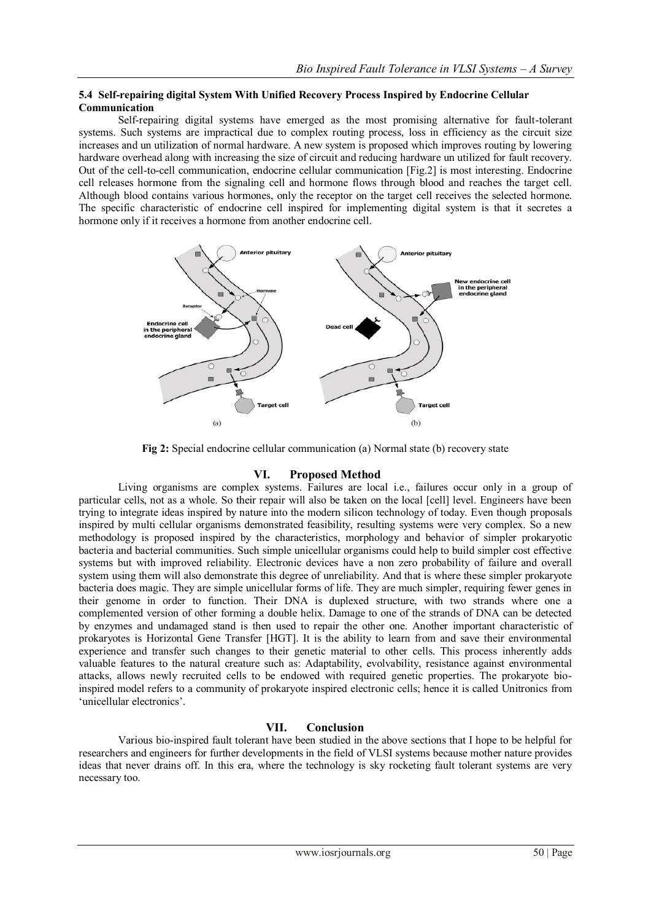### 5.4 Self-repairing digital System With Unified Recovery Process Inspired by Endocrine Cellular Communication

Self-repairing digital systems have emerged as the most promising alternative for fault-tolerant systems. Such systems are impractical due to complex routing process, loss in efficiency as the circuit size increases and un utilization of normal hardware. A new system is proposed which improves routing by lowering hardware overhead along with increasing the size of circuit and reducing hardware un utilized for fault recovery. Out of the cell-to-cell communication, endocrine cellular communication [Fig.2] is most interesting. Endocrine cell releases hormone from the signaling cell and hormone flows through blood and reaches the target cell. Although blood contains various hormones, only the receptor on the target cell receives the selected hormone. The specific characteristic of endocrine cell inspired for implementing digital system is that it secretes a hormone only if it receives a hormone from another endocrine cell.

**Fig 2:** Special endocrine cellular communication (a) Normal state (b) recovery state

## VI. Proposed Method

Living organisms are complex systems. Failures are local i.e., failures occur only in a group of particular cells, not as a whole. So their repair will also be taken on the local [cell] level. Engineers have been trying to integrate ideas inspired by nature into the modern silicon technology of today. Even though proposals inspired by multi cellular organisms demonstrated feasibility, resulting systems were very complex. So a new methodology is proposed inspired by the characteristics, morphology and behavior of simpler prokaryotic bacteria and bacterial communities. Such simple unicellular organisms could help to build simpler cost effective systems but with improved reliability. Electronic devices have a non zero probability of failure and overall system using them will also demonstrate this degree of unreliability. And that is where these simpler prokaryote bacteria does magic. They are simple unicellular forms of life. They are much simpler, requiring fewer genes in their genome in order to function. Their DNA is duplexed structure, with two strands where one a complemented version of other forming a double helix. Damage to one of the strands of DNA can be detected by enzymes and undamaged stand is then used to repair the other one. Another important characteristic of prokaryotes is Horizontal Gene Transfer [HGT]. It is the ability to learn from and save their environmental experience and transfer such changes to their genetic material to other cells. This process inherently adds valuable features to the natural creature such as: Adaptability, evolvability, resistance against environmental attacks, allows newly recruited cells to be endowed with required genetic properties. The prokaryote bio-inspired model refers to a community of prokaryote inspired electronic cells; hence it is called Unitronics from 'unicellular electronics'.

## VII. Conclusion

Various bio-inspired fault tolerant have been studied in the above sections that I hope to be helpful for researchers and engineers for further developments in the field of VLSI systems because mother nature provides ideas that never drains off. In this era, where the technology is sky rocketing fault tolerant systems are very necessary too.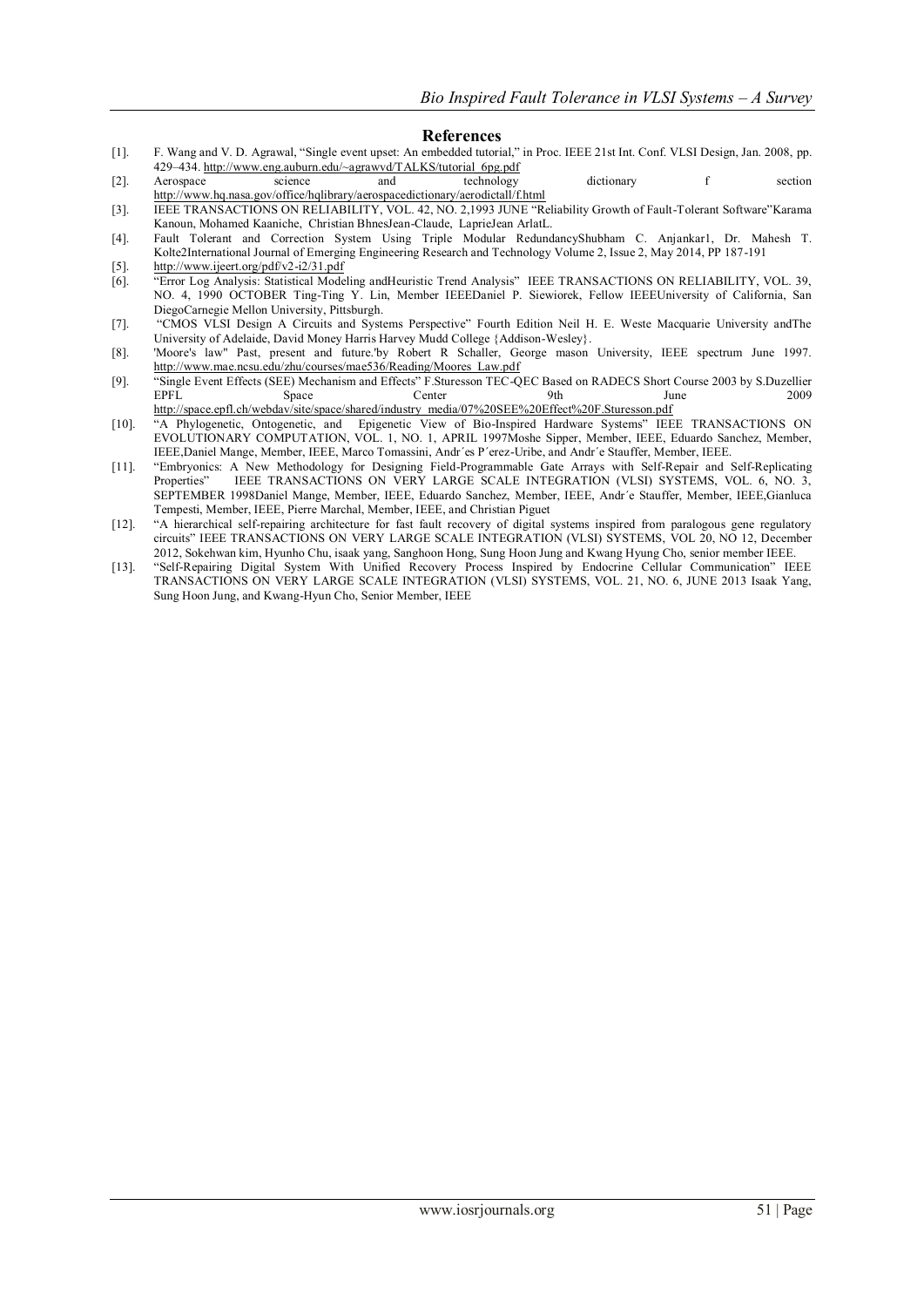## References

[1]. F. Wang and V. D. Agrawal, "Single event upset: An embedded tutorial," in Proc. IEEE 21st Int. Conf. VLSI Design, Jan. 2008, pp. 429–434. http://www.eng.auburn.edu/~agrawvd/TALKS/tutorial_6pg.pdf

[2]. Aerospace science and technology dictionary f section http://www.hq.nasa.gov/office/hqlibrary/aerospacedictionary/aerodictall/f.html

[3]. IEEE TRANSACTIONS ON RELIABILITY, VOL. 42, NO. 2,1993 JUNE "Reliability Growth of Fault-Tolerant Software"Karama Kanoun, Mohamed Kaaniche, Christian BhnesJean-Claude, LaprieJean ArlatL.

[4]. Fault Tolerant and Correction System Using Triple Modular RedundancyShubham C. Anjankar1, Dr. Mahesh T. Kolte2International Journal of Emerging Engineering Research and Technology Volume 2, Issue 2, May 2014, PP 187-191

[5]. http://www.ijeert.org/pdf/v2-i2/31.pdf

[6]. "Error Log Analysis: Statistical Modeling andHeuristic Trend Analysis" IEEE TRANSACTIONS ON RELIABILITY, VOL. 39, NO. 4, 1990 OCTOBER Ting-Ting Y. Lin, Member IEEEDaniel P. Siewiorek, Fellow IEEEUniversity of California, San DiegoCarnegie Mellon University, Pittsburgh.

[7]. "CMOS VLSI Design A Circuits and Systems Perspective" Fourth Edition Neil H. E. Weste Macquarie University andThe University of Adelaide, David Money Harris Harvey Mudd College {Addison-Wesley}.

[8]. 'Moore's law" Past, present and future.'by Robert R Schaller, George mason University, IEEE spectrum June 1997. http://www.mae.ncsu.edu/zhu/courses/mae536/Reading/Moores_Law.pdf

[9]. "Single Event Effects (SEE) Mechanism and Effects" F.Sturesson TEC-QEC Based on RADECS Short Course 2003 by S.Duzellier EPFL Space Center 9th June 2009 http://space.epfl.ch/webdav/site/space/shared/industry_media/07%20SEE%20Effect%20F.Sturesson.pdf

[10]. "A Phylogenetic, Ontogenetic, and Epigenetic View of Bio-Inspired Hardware Systems" IEEE TRANSACTIONS ON EVOLUTIONARY COMPUTATION, VOL. 1, NO. 1, APRIL 1997Moshe Sipper, Member, IEEE, Eduardo Sanchez, Member, IEEE,Daniel Mange, Member, IEEE, Marco Tomassini, Andr´es P´erez-Uribe, and Andr´e Stauffer, Member, IEEE.

[11]. "Embryonics: A New Methodology for Designing Field-Programmable Gate Arrays with Self-Repair and Self-Replicating Properties" IEEE TRANSACTIONS ON VERY LARGE SCALE INTEGRATION (VLSI) SYSTEMS, VOL. 6, NO. 3, SEPTEMBER 1998Daniel Mange, Member, IEEE, Eduardo Sanchez, Member, IEEE, Andr´e Stauffer, Member, IEEE,Gianluca Tempesti, Member, IEEE, Pierre Marchal, Member, IEEE, and Christian Piguet

[12]. "A hierarchical self-repairing architecture for fast fault recovery of digital systems inspired from paralogous gene regulatory circuits" IEEE TRANSACTIONS ON VERY LARGE SCALE INTEGRATION (VLSI) SYSTEMS, VOL 20, NO 12, December 2012, Sokehwan kim, Hyunho Chu, isaak yang, Sanghoon Hong, Sung Hoon Jung and Kwang Hyung Cho, senior member IEEE.

[13]. "Self-Repairing Digital System With Unified Recovery Process Inspired by Endocrine Cellular Communication" IEEE TRANSACTIONS ON VERY LARGE SCALE INTEGRATION (VLSI) SYSTEMS, VOL. 21, NO. 6, JUNE 2013 Isaak Yang, Sung Hoon Jung, and Kwang-Hyun Cho, Senior Member, IEEE